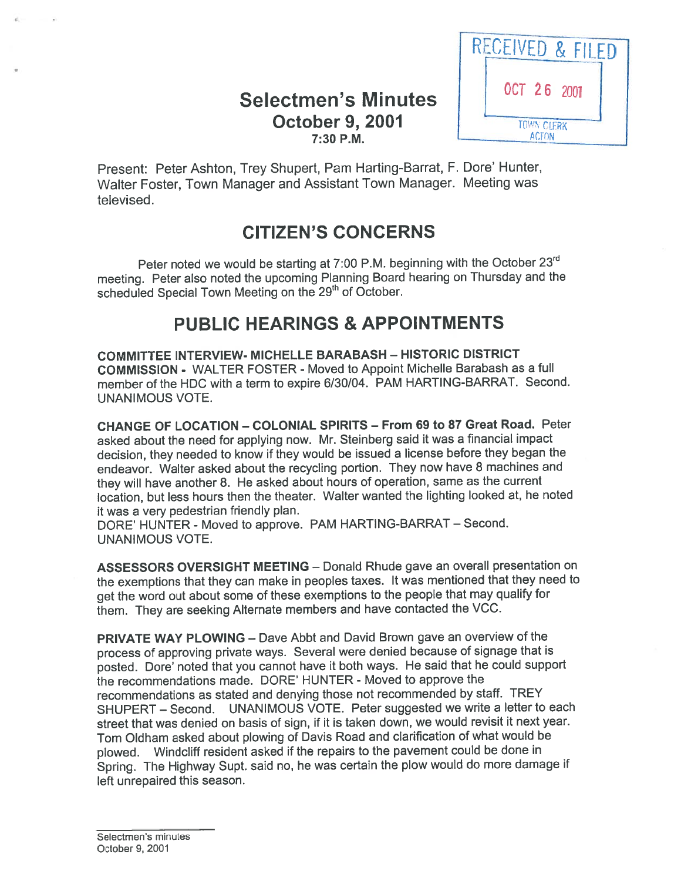RECEIVED & FILED

OCT 26 2001

TOWN CLERK
ACTON

# Selectmen's Minutes
## October 9, 2001
### 7:30 P.M.

Present: Peter Ashton, Trey Shupert, Pam Harting-Barrat, F. Dore' Hunter, Walter Foster, Town Manager and Assistant Town Manager. Meeting was televised.

## CITIZEN'S CONCERNS

Peter noted we would be starting at 7:00 P.M. beginning with the October 23rd meeting. Peter also noted the upcoming Planning Board hearing on Thursday and the scheduled Special Town Meeting on the 29th of October.

## PUBLIC HEARINGS & APPOINTMENTS

**COMMITTEE INTERVIEW- MICHELLE BARABASH – HISTORIC DISTRICT COMMISSION -** WALTER FOSTER - Moved to Appoint Michelle Barabash as a full member of the HDC with a term to expire 6/30/04. PAM HARTING-BARRAT. Second. UNANIMOUS VOTE.

**CHANGE OF LOCATION – COLONIAL SPIRITS – From 69 to 87 Great Road.** Peter asked about the need for applying now. Mr. Steinberg said it was a financial impact decision, they needed to know if they would be issued a license before they began the endeavor. Walter asked about the recycling portion. They now have 8 machines and they will have another 8. He asked about hours of operation, same as the current location, but less hours then the theater. Walter wanted the lighting looked at, he noted it was a very pedestrian friendly plan.
DORE' HUNTER - Moved to approve. PAM HARTING-BARRAT – Second. UNANIMOUS VOTE.

**ASSESSORS OVERSIGHT MEETING** – Donald Rhude gave an overall presentation on the exemptions that they can make in peoples taxes. It was mentioned that they need to get the word out about some of these exemptions to the people that may qualify for them. They are seeking Alternate members and have contacted the VCC.

**PRIVATE WAY PLOWING** – Dave Abbt and David Brown gave an overview of the process of approving private ways. Several were denied because of signage that is posted. Dore' noted that you cannot have it both ways. He said that he could support the recommendations made. DORE' HUNTER - Moved to approve the recommendations as stated and denying those not recommended by staff. TREY SHUPERT – Second. UNANIMOUS VOTE. Peter suggested we write a letter to each street that was denied on basis of sign, if it is taken down, we would revisit it next year. Tom Oldham asked about plowing of Davis Road and clarification of what would be plowed. Windcliff resident asked if the repairs to the pavement could be done in Spring. The Highway Supt. said no, he was certain the plow would do more damage if left unrepaired this season.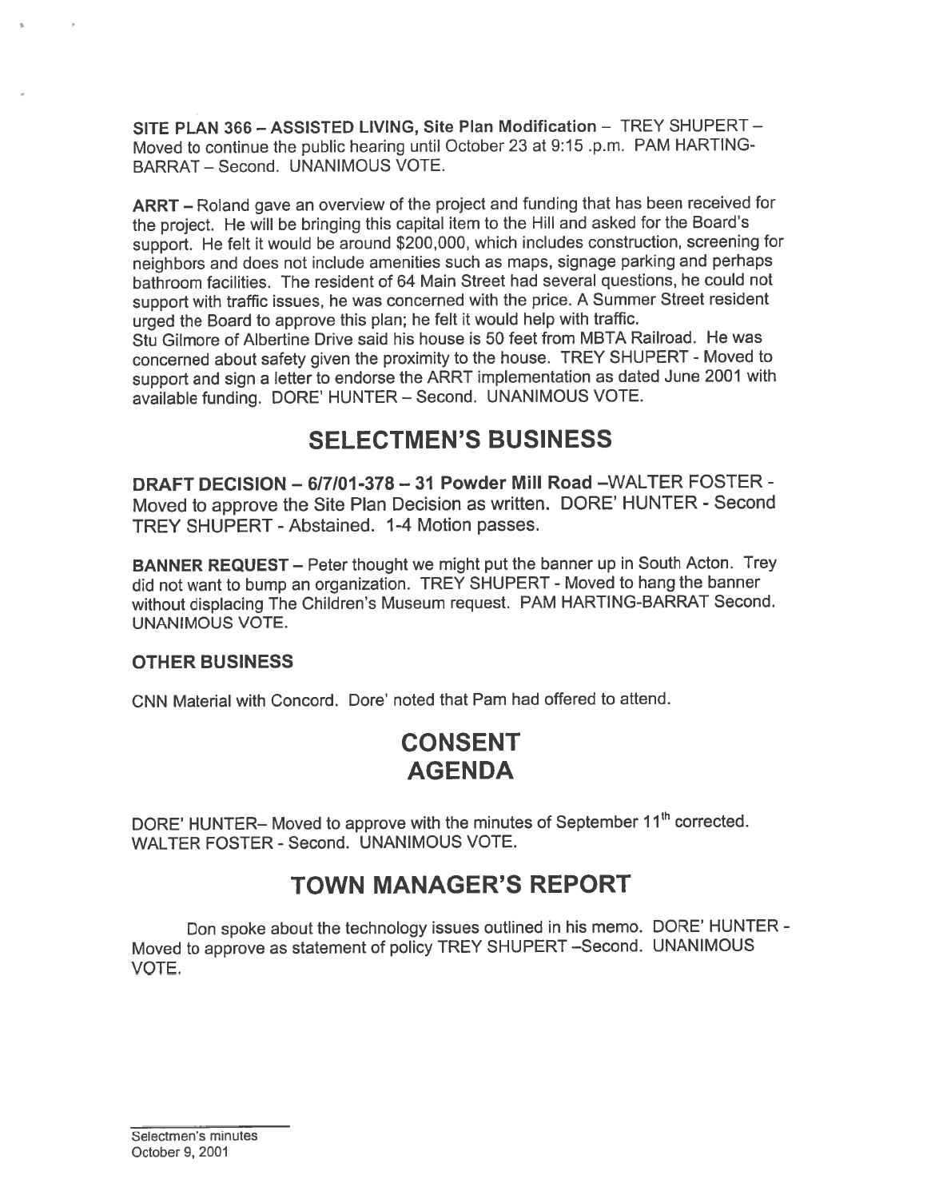**SITE PLAN 366 – ASSISTED LIVING, Site Plan Modification** – TREY SHUPERT – Moved to continue the public hearing until October 23 at 9:15 .p.m. PAM HARTING-BARRAT – Second. UNANIMOUS VOTE.

**ARRT** – Roland gave an overview of the project and funding that has been received for the project. He will be bringing this capital item to the Hill and asked for the Board's support. He felt it would be around $200,000, which includes construction, screening for neighbors and does not include amenities such as maps, signage parking and perhaps bathroom facilities. The resident of 64 Main Street had several questions, he could not support with traffic issues, he was concerned with the price. A Summer Street resident urged the Board to approve this plan; he felt it would help with traffic.
Stu Gilmore of Albertine Drive said his house is 50 feet from MBTA Railroad. He was concerned about safety given the proximity to the house. TREY SHUPERT - Moved to support and sign a letter to endorse the ARRT implementation as dated June 2001 with available funding. DORE' HUNTER – Second. UNANIMOUS VOTE.

# SELECTMEN'S BUSINESS

**DRAFT DECISION – 6/7/01-378 – 31 Powder Mill Road** –WALTER FOSTER - Moved to approve the Site Plan Decision as written. DORE' HUNTER - Second TREY SHUPERT - Abstained. 1-4 Motion passes.

**BANNER REQUEST** – Peter thought we might put the banner up in South Acton. Trey did not want to bump an organization. TREY SHUPERT - Moved to hang the banner without displacing The Children's Museum request. PAM HARTING-BARRAT Second. UNANIMOUS VOTE.

### OTHER BUSINESS

CNN Material with Concord. Dore' noted that Pam had offered to attend.

# CONSENT AGENDA

DORE' HUNTER– Moved to approve with the minutes of September 11th corrected. WALTER FOSTER - Second. UNANIMOUS VOTE.

# TOWN MANAGER'S REPORT

Don spoke about the technology issues outlined in his memo. DORE' HUNTER - Moved to approve as statement of policy TREY SHUPERT –Second. UNANIMOUS VOTE.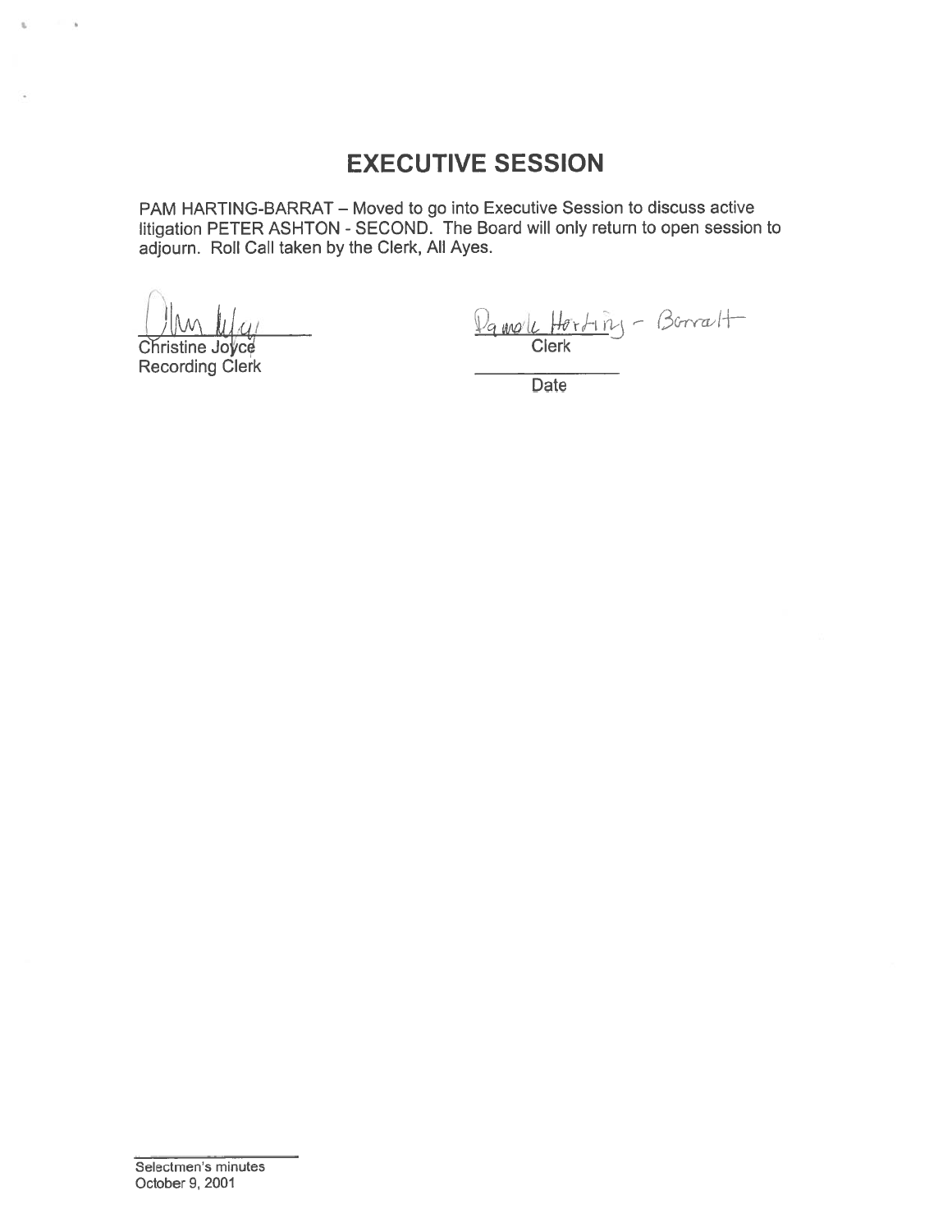# EXECUTIVE SESSION

PAM HARTING-BARRAT – Moved to go into Executive Session to discuss active litigation PETER ASHTON - SECOND. The Board will only return to open session to adjourn. Roll Call taken by the Clerk, All Ayes.

Christine Joyce
Recording Clerk

Pamela Harting - Barrat
Clerk

_______________
Date

Selectmen's minutes
October 9, 2001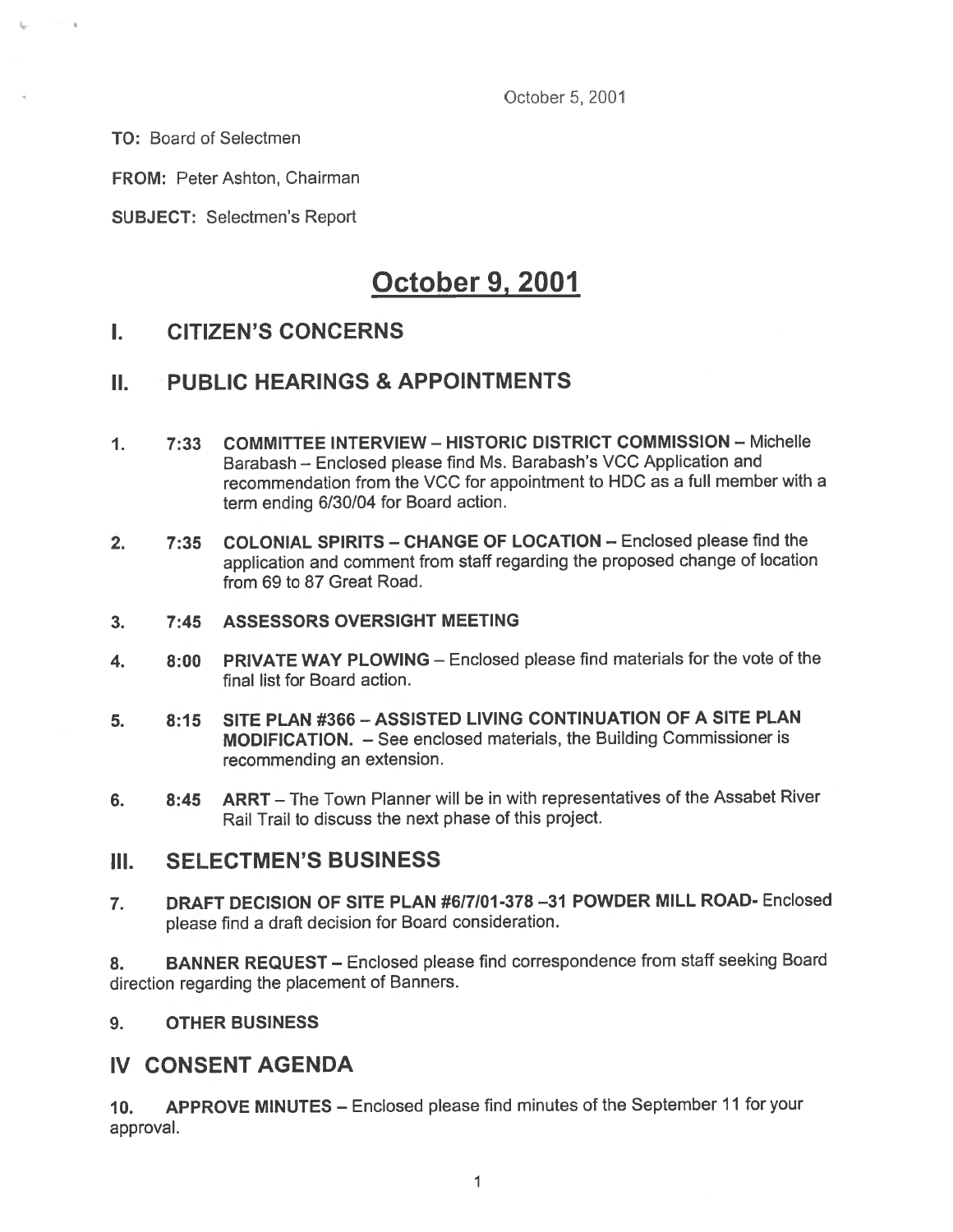October 5, 2001

**TO:** Board of Selectmen

**FROM:** Peter Ashton, Chairman

**SUBJECT:** Selectmen's Report

# October 9, 2001

## I. CITIZEN'S CONCERNS

## II. PUBLIC HEARINGS & APPOINTMENTS

1. **7:33 COMMITTEE INTERVIEW – HISTORIC DISTRICT COMMISSION** – Michelle Barabash – Enclosed please find Ms. Barabash's VCC Application and recommendation from the VCC for appointment to HDC as a full member with a term ending 6/30/04 for Board action.

2. **7:35 COLONIAL SPIRITS – CHANGE OF LOCATION** – Enclosed please find the application and comment from staff regarding the proposed change of location from 69 to 87 Great Road.

3. **7:45 ASSESSORS OVERSIGHT MEETING**

4. **8:00 PRIVATE WAY PLOWING** – Enclosed please find materials for the vote of the final list for Board action.

5. **8:15 SITE PLAN #366 – ASSISTED LIVING CONTINUATION OF A SITE PLAN MODIFICATION.** – See enclosed materials, the Building Commissioner is recommending an extension.

6. **8:45 ARRT** – The Town Planner will be in with representatives of the Assabet River Rail Trail to discuss the next phase of this project.

## III. SELECTMEN'S BUSINESS

7. **DRAFT DECISION OF SITE PLAN #6/7/01-378 –31 POWDER MILL ROAD-** Enclosed please find a draft decision for Board consideration.

8. **BANNER REQUEST** – Enclosed please find correspondence from staff seeking Board direction regarding the placement of Banners.

9. **OTHER BUSINESS**

## IV CONSENT AGENDA

10. **APPROVE MINUTES** – Enclosed please find minutes of the September 11 for your approval.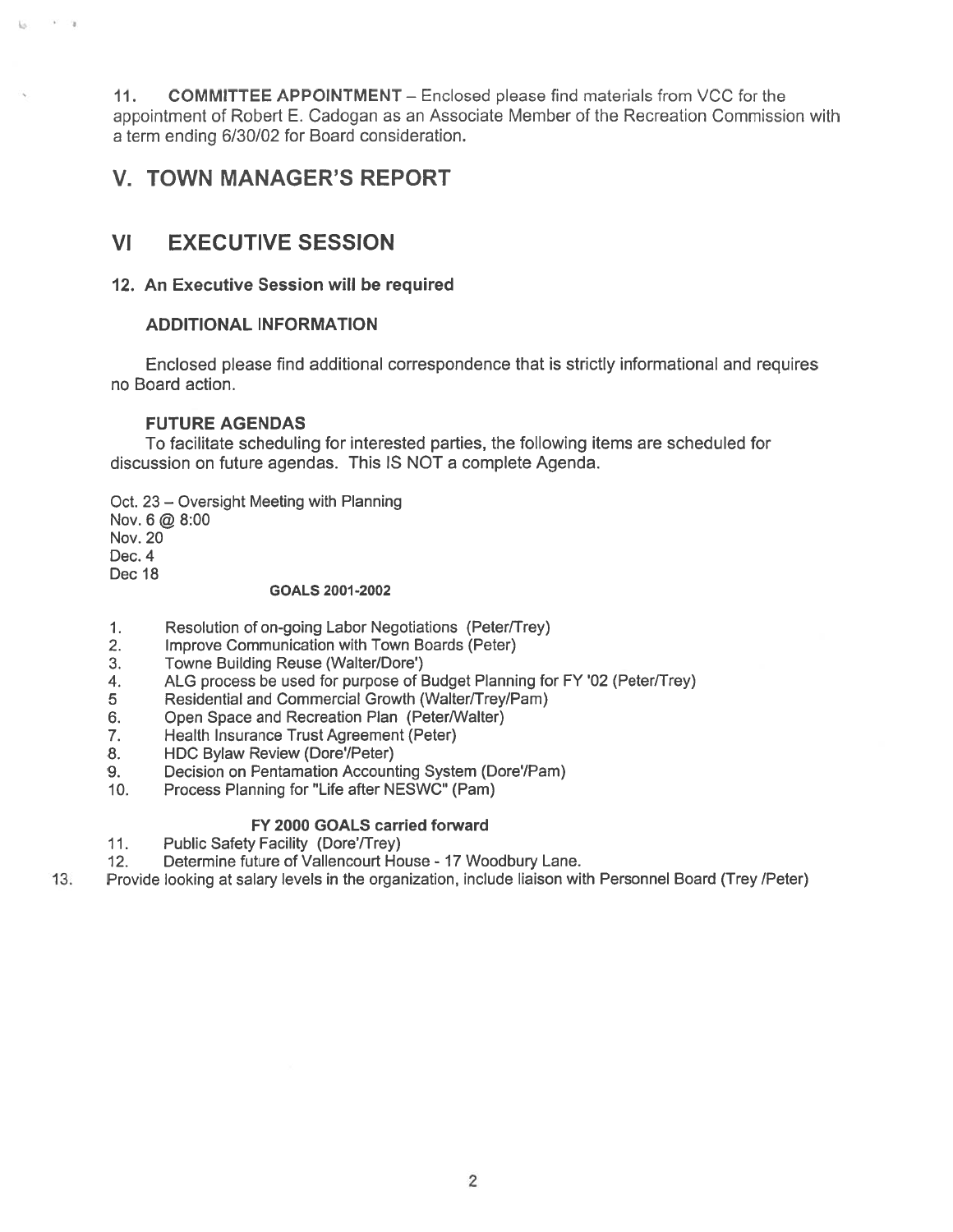11. **COMMITTEE APPOINTMENT** – Enclosed please find materials from VCC for the appointment of Robert E. Cadogan as an Associate Member of the Recreation Commission with a term ending 6/30/02 for Board consideration.

## V. TOWN MANAGER'S REPORT

## VI EXECUTIVE SESSION

### 12. An Executive Session will be required

#### ADDITIONAL INFORMATION

Enclosed please find additional correspondence that is strictly informational and requires no Board action.

#### FUTURE AGENDAS

To facilitate scheduling for interested parties, the following items are scheduled for discussion on future agendas. This IS NOT a complete Agenda.

Oct. 23 – Oversight Meeting with Planning
Nov. 6 @ 8:00
Nov. 20
Dec. 4
Dec 18

**GOALS 2001-2002**

1. Resolution of on-going Labor Negotiations (Peter/Trey)
2. Improve Communication with Town Boards (Peter)
3. Towne Building Reuse (Walter/Dore')
4. ALG process be used for purpose of Budget Planning for FY '02 (Peter/Trey)
5. Residential and Commercial Growth (Walter/Trey/Pam)
6. Open Space and Recreation Plan (Peter/Walter)
7. Health Insurance Trust Agreement (Peter)
8. HDC Bylaw Review (Dore'/Peter)
9. Decision on Pentamation Accounting System (Dore'/Pam)
10. Process Planning for "Life after NESWC" (Pam)

**FY 2000 GOALS carried forward**

11. Public Safety Facility (Dore'/Trey)
12. Determine future of Vallencourt House - 17 Woodbury Lane.
13. Provide looking at salary levels in the organization, include liaison with Personnel Board (Trey /Peter)